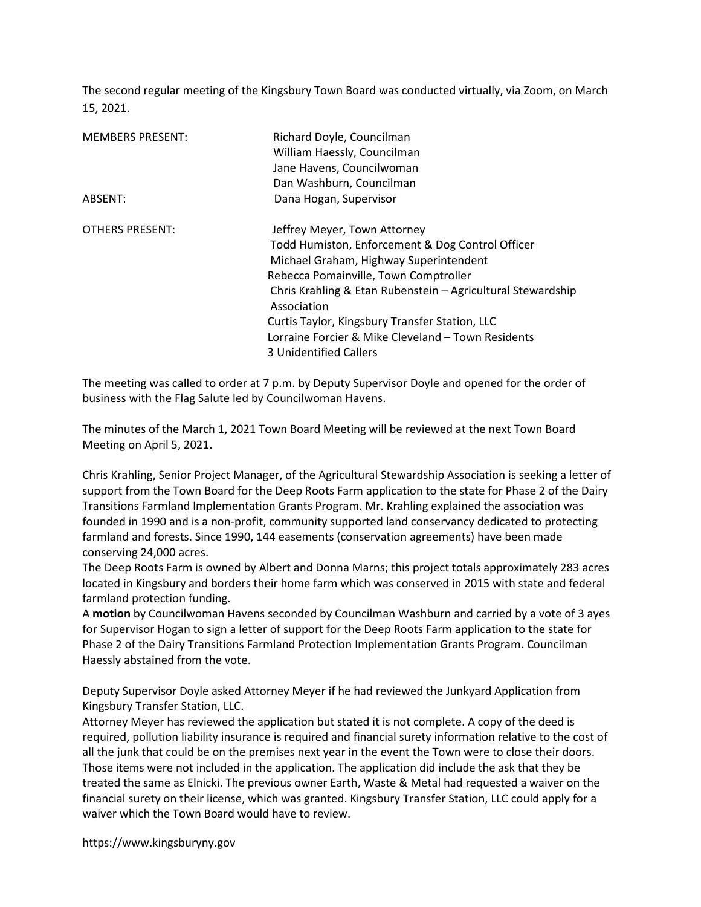The second regular meeting of the Kingsbury Town Board was conducted virtually, via Zoom, on March 15, 2021.

| | |
|---|---|
| MEMBERS PRESENT: | Richard Doyle, Councilman<br>William Haessly, Councilman<br>Jane Havens, Councilwoman<br>Dan Washburn, Councilman |
| ABSENT: | Dana Hogan, Supervisor |
| OTHERS PRESENT: | Jeffrey Meyer, Town Attorney<br>Todd Humiston, Enforcement & Dog Control Officer<br>Michael Graham, Highway Superintendent<br>Rebecca Pomainville, Town Comptroller<br>Chris Krahling & Etan Rubenstein – Agricultural Stewardship Association<br>Curtis Taylor, Kingsbury Transfer Station, LLC<br>Lorraine Forcier & Mike Cleveland – Town Residents<br>3 Unidentified Callers |

The meeting was called to order at 7 p.m. by Deputy Supervisor Doyle and opened for the order of business with the Flag Salute led by Councilwoman Havens.

The minutes of the March 1, 2021 Town Board Meeting will be reviewed at the next Town Board Meeting on April 5, 2021.

Chris Krahling, Senior Project Manager, of the Agricultural Stewardship Association is seeking a letter of support from the Town Board for the Deep Roots Farm application to the state for Phase 2 of the Dairy Transitions Farmland Implementation Grants Program. Mr. Krahling explained the association was founded in 1990 and is a non-profit, community supported land conservancy dedicated to protecting farmland and forests. Since 1990, 144 easements (conservation agreements) have been made conserving 24,000 acres.

The Deep Roots Farm is owned by Albert and Donna Marns; this project totals approximately 283 acres located in Kingsbury and borders their home farm which was conserved in 2015 with state and federal farmland protection funding.

A **motion** by Councilwoman Havens seconded by Councilman Washburn and carried by a vote of 3 ayes for Supervisor Hogan to sign a letter of support for the Deep Roots Farm application to the state for Phase 2 of the Dairy Transitions Farmland Protection Implementation Grants Program. Councilman Haessly abstained from the vote.

Deputy Supervisor Doyle asked Attorney Meyer if he had reviewed the Junkyard Application from Kingsbury Transfer Station, LLC.

Attorney Meyer has reviewed the application but stated it is not complete. A copy of the deed is required, pollution liability insurance is required and financial surety information relative to the cost of all the junk that could be on the premises next year in the event the Town were to close their doors. Those items were not included in the application. The application did include the ask that they be treated the same as Elnicki. The previous owner Earth, Waste & Metal had requested a waiver on the financial surety on their license, which was granted. Kingsbury Transfer Station, LLC could apply for a waiver which the Town Board would have to review.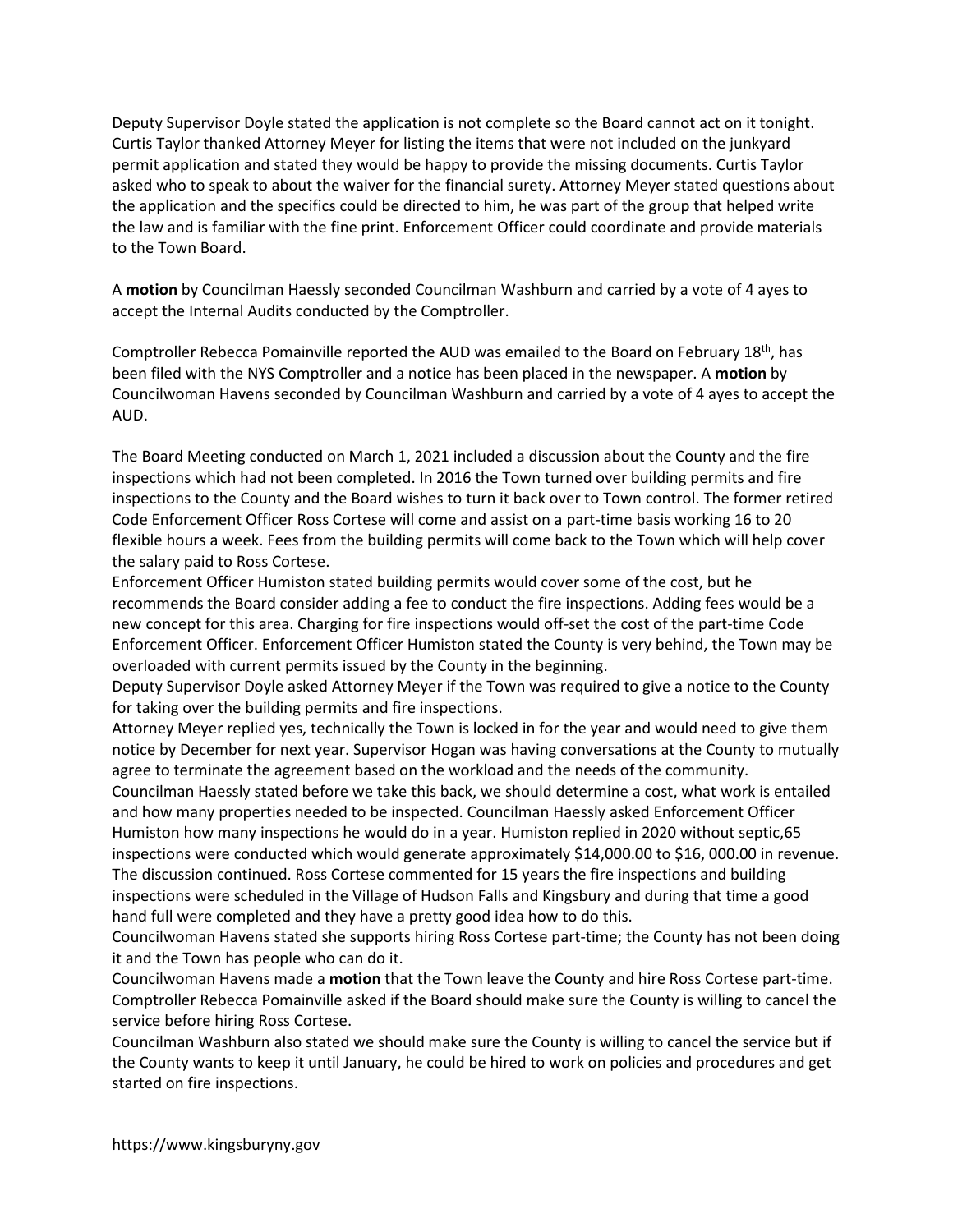Deputy Supervisor Doyle stated the application is not complete so the Board cannot act on it tonight. Curtis Taylor thanked Attorney Meyer for listing the items that were not included on the junkyard permit application and stated they would be happy to provide the missing documents. Curtis Taylor asked who to speak to about the waiver for the financial surety. Attorney Meyer stated questions about the application and the specifics could be directed to him, he was part of the group that helped write the law and is familiar with the fine print. Enforcement Officer could coordinate and provide materials to the Town Board.

A **motion** by Councilman Haessly seconded Councilman Washburn and carried by a vote of 4 ayes to accept the Internal Audits conducted by the Comptroller.

Comptroller Rebecca Pomainville reported the AUD was emailed to the Board on February 18th, has been filed with the NYS Comptroller and a notice has been placed in the newspaper. A **motion** by Councilwoman Havens seconded by Councilman Washburn and carried by a vote of 4 ayes to accept the AUD.

The Board Meeting conducted on March 1, 2021 included a discussion about the County and the fire inspections which had not been completed. In 2016 the Town turned over building permits and fire inspections to the County and the Board wishes to turn it back over to Town control. The former retired Code Enforcement Officer Ross Cortese will come and assist on a part-time basis working 16 to 20 flexible hours a week. Fees from the building permits will come back to the Town which will help cover the salary paid to Ross Cortese.

Enforcement Officer Humiston stated building permits would cover some of the cost, but he recommends the Board consider adding a fee to conduct the fire inspections. Adding fees would be a new concept for this area. Charging for fire inspections would off-set the cost of the part-time Code Enforcement Officer. Enforcement Officer Humiston stated the County is very behind, the Town may be overloaded with current permits issued by the County in the beginning.

Deputy Supervisor Doyle asked Attorney Meyer if the Town was required to give a notice to the County for taking over the building permits and fire inspections.

Attorney Meyer replied yes, technically the Town is locked in for the year and would need to give them notice by December for next year. Supervisor Hogan was having conversations at the County to mutually agree to terminate the agreement based on the workload and the needs of the community.

Councilman Haessly stated before we take this back, we should determine a cost, what work is entailed and how many properties needed to be inspected. Councilman Haessly asked Enforcement Officer Humiston how many inspections he would do in a year. Humiston replied in 2020 without septic,65 inspections were conducted which would generate approximately $14,000.00 to $16, 000.00 in revenue.

The discussion continued. Ross Cortese commented for 15 years the fire inspections and building inspections were scheduled in the Village of Hudson Falls and Kingsbury and during that time a good hand full were completed and they have a pretty good idea how to do this.

Councilwoman Havens stated she supports hiring Ross Cortese part-time; the County has not been doing it and the Town has people who can do it.

Councilwoman Havens made a **motion** that the Town leave the County and hire Ross Cortese part-time. Comptroller Rebecca Pomainville asked if the Board should make sure the County is willing to cancel the service before hiring Ross Cortese.

Councilman Washburn also stated we should make sure the County is willing to cancel the service but if the County wants to keep it until January, he could be hired to work on policies and procedures and get started on fire inspections.

https://www.kingsburyny.gov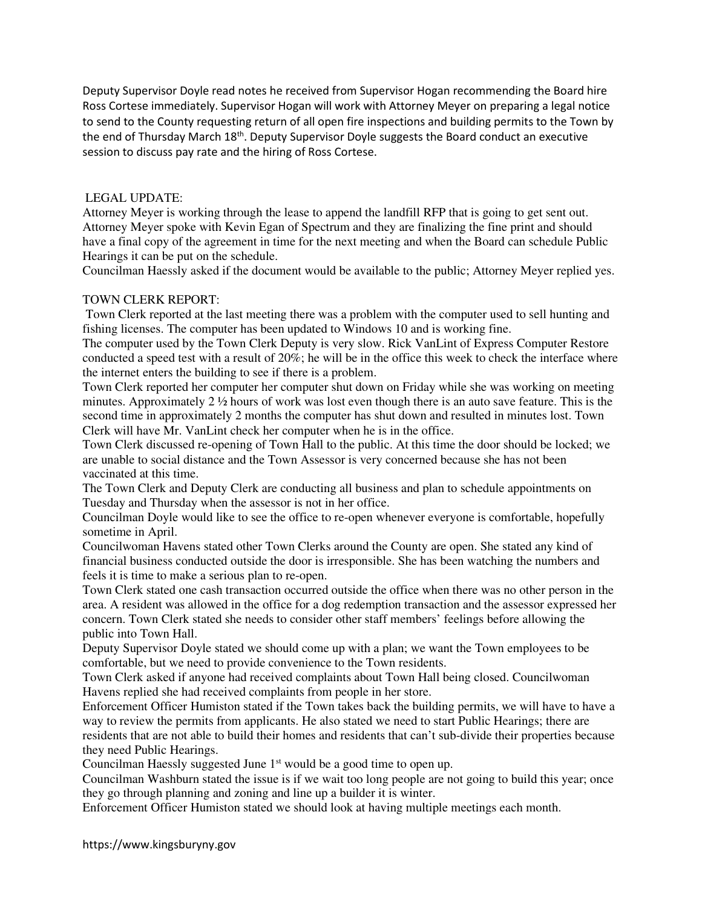Deputy Supervisor Doyle read notes he received from Supervisor Hogan recommending the Board hire Ross Cortese immediately. Supervisor Hogan will work with Attorney Meyer on preparing a legal notice to send to the County requesting return of all open fire inspections and building permits to the Town by the end of Thursday March 18th. Deputy Supervisor Doyle suggests the Board conduct an executive session to discuss pay rate and the hiring of Ross Cortese.

LEGAL UPDATE:

Attorney Meyer is working through the lease to append the landfill RFP that is going to get sent out. Attorney Meyer spoke with Kevin Egan of Spectrum and they are finalizing the fine print and should have a final copy of the agreement in time for the next meeting and when the Board can schedule Public Hearings it can be put on the schedule.

Councilman Haessly asked if the document would be available to the public; Attorney Meyer replied yes.

TOWN CLERK REPORT:

Town Clerk reported at the last meeting there was a problem with the computer used to sell hunting and fishing licenses. The computer has been updated to Windows 10 and is working fine.

The computer used by the Town Clerk Deputy is very slow. Rick VanLint of Express Computer Restore conducted a speed test with a result of 20%; he will be in the office this week to check the interface where the internet enters the building to see if there is a problem.

Town Clerk reported her computer her computer shut down on Friday while she was working on meeting minutes. Approximately 2 ½ hours of work was lost even though there is an auto save feature. This is the second time in approximately 2 months the computer has shut down and resulted in minutes lost. Town Clerk will have Mr. VanLint check her computer when he is in the office.

Town Clerk discussed re-opening of Town Hall to the public. At this time the door should be locked; we are unable to social distance and the Town Assessor is very concerned because she has not been vaccinated at this time.

The Town Clerk and Deputy Clerk are conducting all business and plan to schedule appointments on Tuesday and Thursday when the assessor is not in her office.

Councilman Doyle would like to see the office to re-open whenever everyone is comfortable, hopefully sometime in April.

Councilwoman Havens stated other Town Clerks around the County are open. She stated any kind of financial business conducted outside the door is irresponsible. She has been watching the numbers and feels it is time to make a serious plan to re-open.

Town Clerk stated one cash transaction occurred outside the office when there was no other person in the area. A resident was allowed in the office for a dog redemption transaction and the assessor expressed her concern. Town Clerk stated she needs to consider other staff members' feelings before allowing the public into Town Hall.

Deputy Supervisor Doyle stated we should come up with a plan; we want the Town employees to be comfortable, but we need to provide convenience to the Town residents.

Town Clerk asked if anyone had received complaints about Town Hall being closed. Councilwoman Havens replied she had received complaints from people in her store.

Enforcement Officer Humiston stated if the Town takes back the building permits, we will have to have a way to review the permits from applicants. He also stated we need to start Public Hearings; there are residents that are not able to build their homes and residents that can't sub-divide their properties because they need Public Hearings.

Councilman Haessly suggested June 1st would be a good time to open up.

Councilman Washburn stated the issue is if we wait too long people are not going to build this year; once they go through planning and zoning and line up a builder it is winter.

Enforcement Officer Humiston stated we should look at having multiple meetings each month.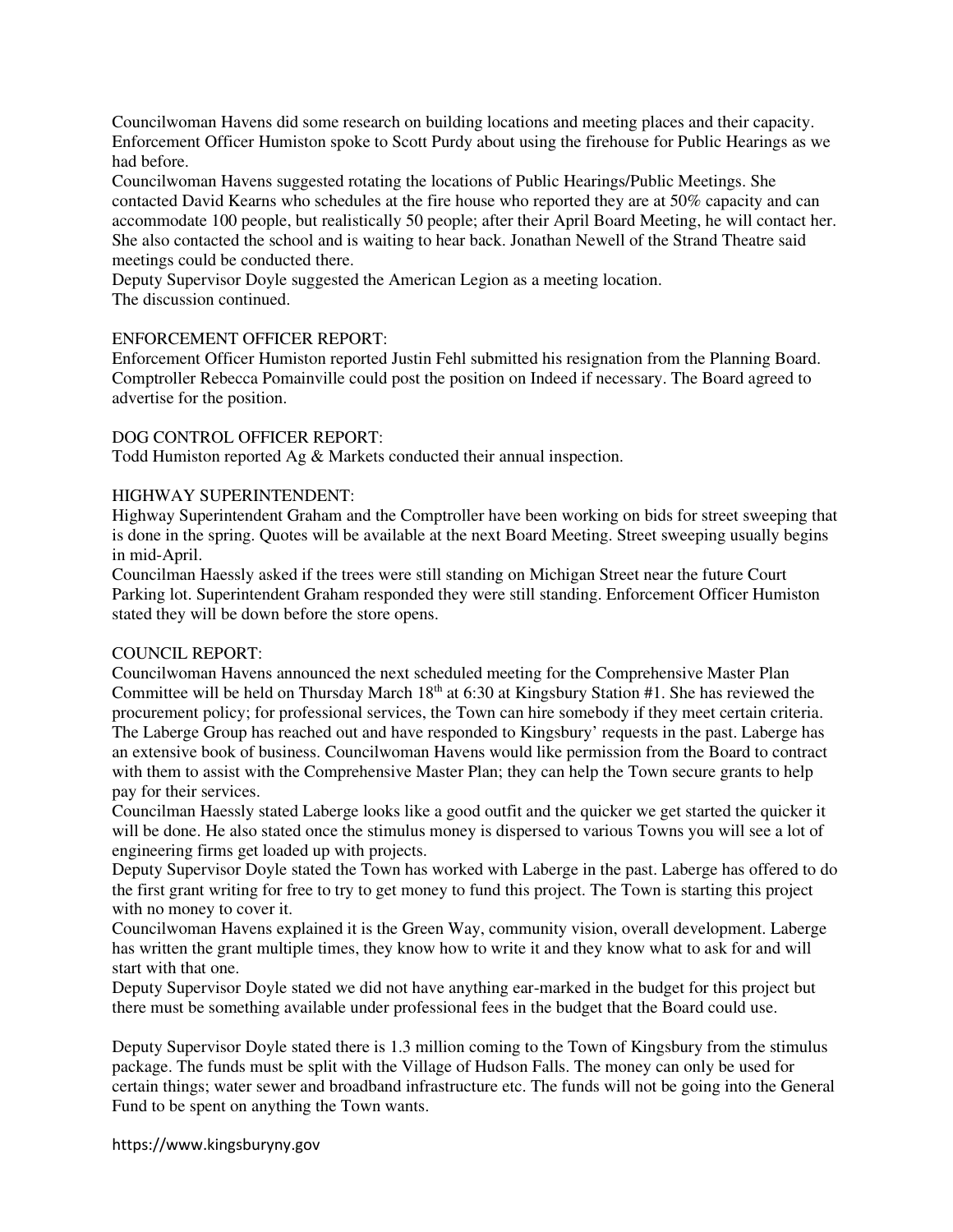Councilwoman Havens did some research on building locations and meeting places and their capacity. Enforcement Officer Humiston spoke to Scott Purdy about using the firehouse for Public Hearings as we had before.

Councilwoman Havens suggested rotating the locations of Public Hearings/Public Meetings. She contacted David Kearns who schedules at the fire house who reported they are at 50% capacity and can accommodate 100 people, but realistically 50 people; after their April Board Meeting, he will contact her. She also contacted the school and is waiting to hear back. Jonathan Newell of the Strand Theatre said meetings could be conducted there.

Deputy Supervisor Doyle suggested the American Legion as a meeting location.

The discussion continued.

ENFORCEMENT OFFICER REPORT:

Enforcement Officer Humiston reported Justin Fehl submitted his resignation from the Planning Board. Comptroller Rebecca Pomainville could post the position on Indeed if necessary. The Board agreed to advertise for the position.

DOG CONTROL OFFICER REPORT:

Todd Humiston reported Ag & Markets conducted their annual inspection.

HIGHWAY SUPERINTENDENT:

Highway Superintendent Graham and the Comptroller have been working on bids for street sweeping that is done in the spring. Quotes will be available at the next Board Meeting. Street sweeping usually begins in mid-April.

Councilman Haessly asked if the trees were still standing on Michigan Street near the future Court Parking lot. Superintendent Graham responded they were still standing. Enforcement Officer Humiston stated they will be down before the store opens.

COUNCIL REPORT:

Councilwoman Havens announced the next scheduled meeting for the Comprehensive Master Plan Committee will be held on Thursday March 18th at 6:30 at Kingsbury Station #1. She has reviewed the procurement policy; for professional services, the Town can hire somebody if they meet certain criteria. The Laberge Group has reached out and have responded to Kingsbury' requests in the past. Laberge has an extensive book of business. Councilwoman Havens would like permission from the Board to contract with them to assist with the Comprehensive Master Plan; they can help the Town secure grants to help pay for their services.

Councilman Haessly stated Laberge looks like a good outfit and the quicker we get started the quicker it will be done. He also stated once the stimulus money is dispersed to various Towns you will see a lot of engineering firms get loaded up with projects.

Deputy Supervisor Doyle stated the Town has worked with Laberge in the past. Laberge has offered to do the first grant writing for free to try to get money to fund this project. The Town is starting this project with no money to cover it.

Councilwoman Havens explained it is the Green Way, community vision, overall development. Laberge has written the grant multiple times, they know how to write it and they know what to ask for and will start with that one.

Deputy Supervisor Doyle stated we did not have anything ear-marked in the budget for this project but there must be something available under professional fees in the budget that the Board could use.

Deputy Supervisor Doyle stated there is 1.3 million coming to the Town of Kingsbury from the stimulus package. The funds must be split with the Village of Hudson Falls. The money can only be used for certain things; water sewer and broadband infrastructure etc. The funds will not be going into the General Fund to be spent on anything the Town wants.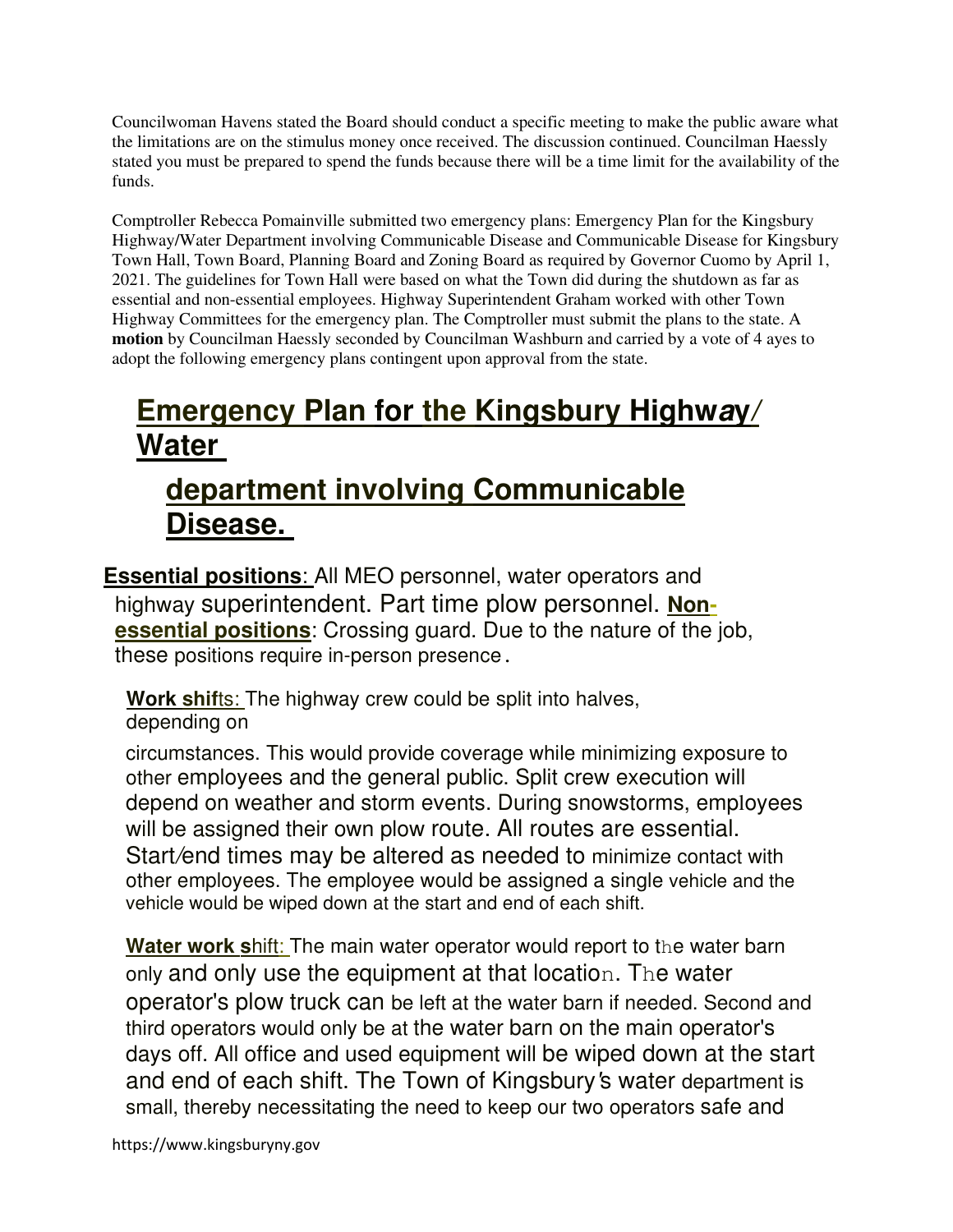Councilwoman Havens stated the Board should conduct a specific meeting to make the public aware what the limitations are on the stimulus money once received. The discussion continued. Councilman Haessly stated you must be prepared to spend the funds because there will be a time limit for the availability of the funds.

Comptroller Rebecca Pomainville submitted two emergency plans: Emergency Plan for the Kingsbury Highway/Water Department involving Communicable Disease and Communicable Disease for Kingsbury Town Hall, Town Board, Planning Board and Zoning Board as required by Governor Cuomo by April 1, 2021. The guidelines for Town Hall were based on what the Town did during the shutdown as far as essential and non-essential employees. Highway Superintendent Graham worked with other Town Highway Committees for the emergency plan. The Comptroller must submit the plans to the state. A **motion** by Councilman Haessly seconded by Councilman Washburn and carried by a vote of 4 ayes to adopt the following emergency plans contingent upon approval from the state.

# Emergency Plan for the Kingsbury Highway/ Water department involving Communicable Disease.

**Essential positions**: All MEO personnel, water operators and highway superintendent. Part time plow personnel. **Non-essential positions**: Crossing guard. Due to the nature of the job, these positions require in-person presence.

**Work shifts:** The highway crew could be split into halves, depending on circumstances. This would provide coverage while minimizing exposure to other employees and the general public. Split crew execution will depend on weather and storm events. During snowstorms, employees will be assigned their own plow route. All routes are essential. Start/end times may be altered as needed to minimize contact with other employees. The employee would be assigned a single vehicle and the vehicle would be wiped down at the start and end of each shift.

**Water work shift:** The main water operator would report to the water barn only and only use the equipment at that location. The water operator's plow truck can be left at the water barn if needed. Second and third operators would only be at the water barn on the main operator's days off. All office and used equipment will be wiped down at the start and end of each shift. The Town of Kingsbury's water department is small, thereby necessitating the need to keep our two operators safe and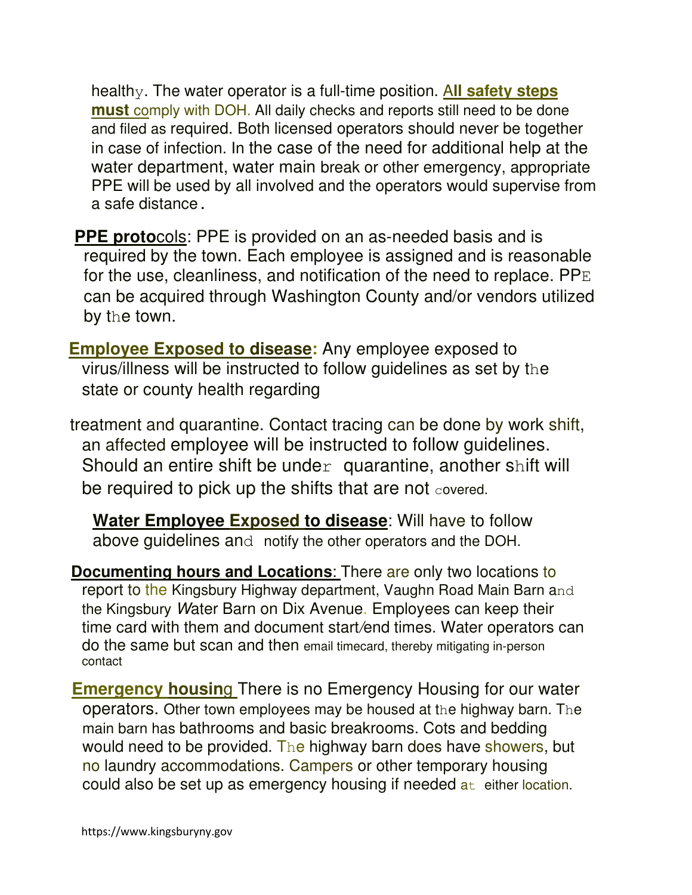healthy. The water operator is a full-time position. **All safety steps must** comply with DOH. All daily checks and reports still need to be done and filed as required. Both licensed operators should never be together in case of infection. In the case of the need for additional help at the water department, water main break or other emergency, appropriate PPE will be used by all involved and the operators would supervise from a safe distance.

**PPE protocols**: PPE is provided on an as-needed basis and is required by the town. Each employee is assigned and is reasonable for the use, cleanliness, and notification of the need to replace. PPE can be acquired through Washington County and/or vendors utilized by the town.

**Employee Exposed to disease:** Any employee exposed to virus/illness will be instructed to follow guidelines as set by the state or county health regarding

treatment and quarantine. Contact tracing can be done by work shift, an affected employee will be instructed to follow guidelines. Should an entire shift be under quarantine, another shift will be required to pick up the shifts that are not covered.

**Water Employee Exposed to disease**: Will have to follow above guidelines and notify the other operators and the DOH.

**Documenting hours and Locations**: There are only two locations to report to the Kingsbury Highway department, Vaughn Road Main Barn and the Kingsbury Water Barn on Dix Avenue. Employees can keep their time card with them and document start/end times. Water operators can do the same but scan and then email timecard, thereby mitigating in-person contact

**Emergency housing** There is no Emergency Housing for our water operators. Other town employees may be housed at the highway barn. The main barn has bathrooms and basic breakrooms. Cots and bedding would need to be provided. The highway barn does have showers, but no laundry accommodations. Campers or other temporary housing could also be set up as emergency housing if needed at either location.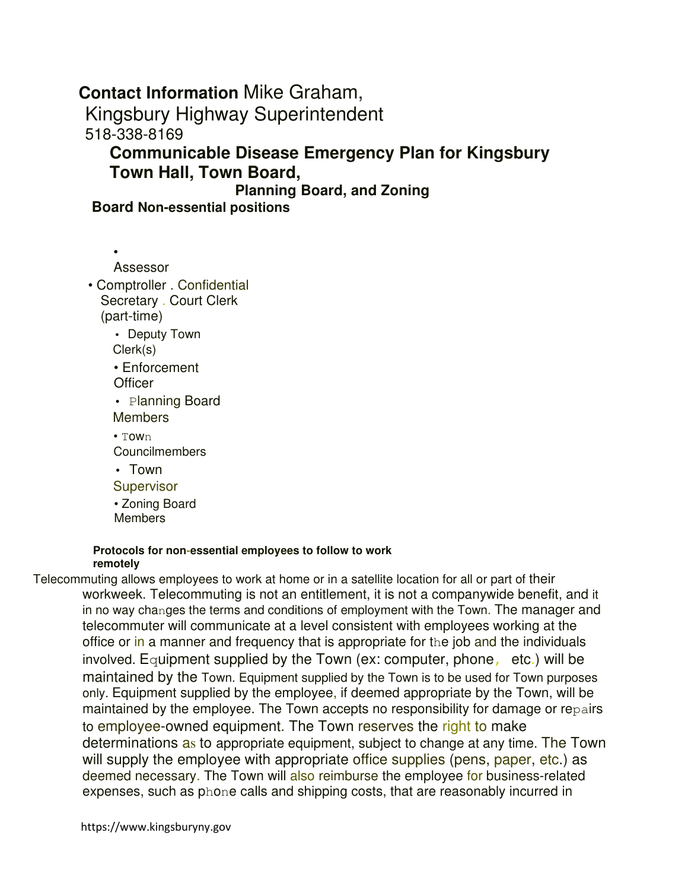**Contact Information** Mike Graham, Kingsbury Highway Superintendent
518-338-8169

## Communicable Disease Emergency Plan for Kingsbury Town Hall, Town Board, Planning Board, and Zoning Board

### Non-essential positions

- Assessor
- Comptroller
- Confidential Secretary
- Court Clerk (part-time)
- Deputy Town Clerk(s)
- Enforcement Officer
- Planning Board Members
- Town Councilmembers
- Town Supervisor
- Zoning Board Members

### Protocols for non-essential employees to follow to work remotely

Telecommuting allows employees to work at home or in a satellite location for all or part of their workweek. Telecommuting is not an entitlement, it is not a companywide benefit, and it in no way changes the terms and conditions of employment with the Town. The manager and telecommuter will communicate at a level consistent with employees working at the office or in a manner and frequency that is appropriate for the job and the individuals involved. Equipment supplied by the Town (ex: computer, phone, etc.) will be maintained by the Town. Equipment supplied by the Town is to be used for Town purposes only. Equipment supplied by the employee, if deemed appropriate by the Town, will be maintained by the employee. The Town accepts no responsibility for damage or repairs to employee-owned equipment. The Town reserves the right to make determinations as to appropriate equipment, subject to change at any time. The Town will supply the employee with appropriate office supplies (pens, paper, etc.) as deemed necessary. The Town will also reimburse the employee for business-related expenses, such as phone calls and shipping costs, that are reasonably incurred in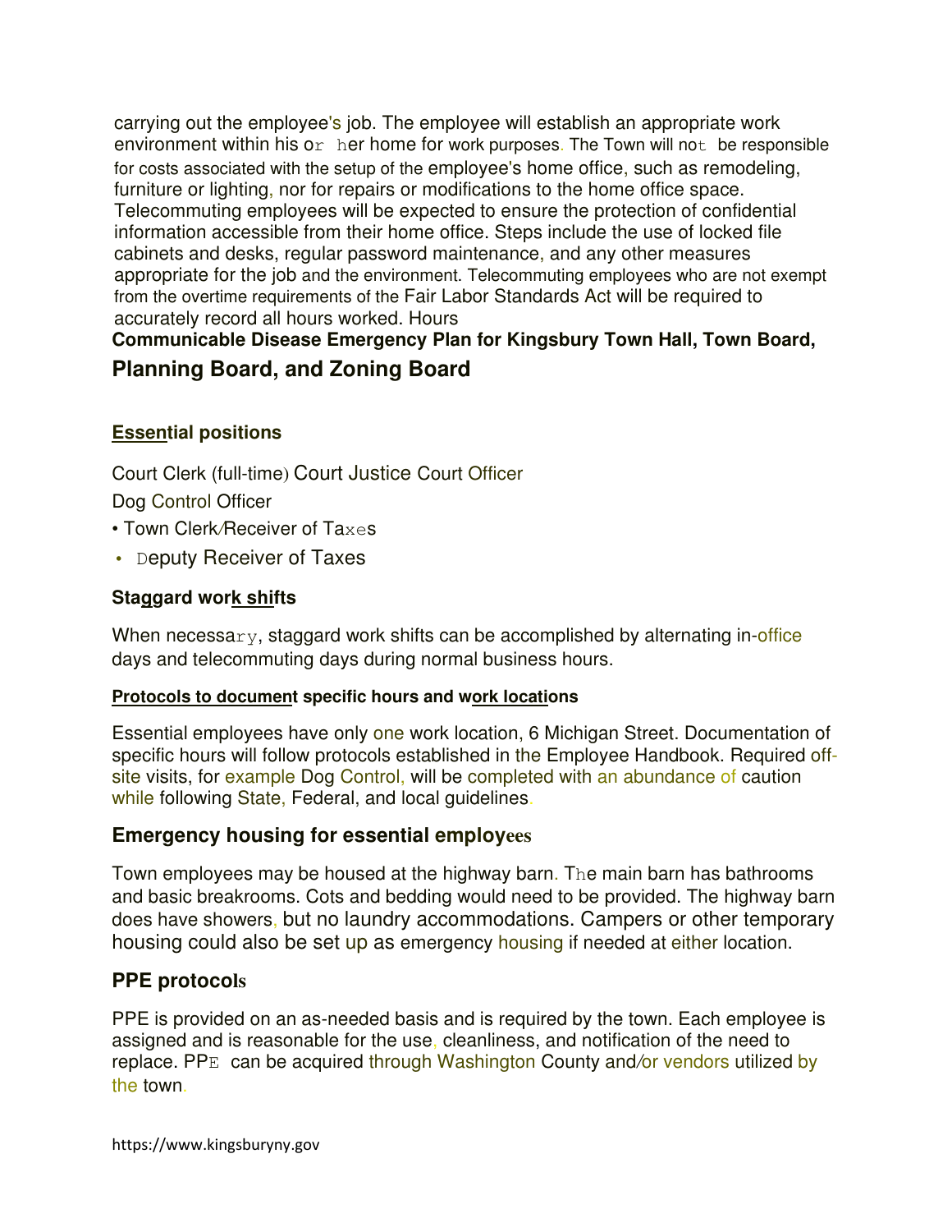carrying out the employee's job. The employee will establish an appropriate work environment within his or her home for work purposes. The Town will not be responsible for costs associated with the setup of the employee's home office, such as remodeling, furniture or lighting, nor for repairs or modifications to the home office space. Telecommuting employees will be expected to ensure the protection of confidential information accessible from their home office. Steps include the use of locked file cabinets and desks, regular password maintenance, and any other measures appropriate for the job and the environment. Telecommuting employees who are not exempt from the overtime requirements of the Fair Labor Standards Act will be required to accurately record all hours worked. Hours

## Communicable Disease Emergency Plan for Kingsbury Town Hall, Town Board, Planning Board, and Zoning Board

### Essential positions

Court Clerk (full-time) Court Justice Court Officer

Dog Control Officer

- Town Clerk/Receiver of Taxes
- Deputy Receiver of Taxes

### Staggard work shifts

When necessary, staggard work shifts can be accomplished by alternating in-office days and telecommuting days during normal business hours.

#### Protocols to document specific hours and work locations

Essential employees have only one work location, 6 Michigan Street. Documentation of specific hours will follow protocols established in the Employee Handbook. Required off-site visits, for example Dog Control, will be completed with an abundance of caution while following State, Federal, and local guidelines.

### Emergency housing for essential employees

Town employees may be housed at the highway barn. The main barn has bathrooms and basic breakrooms. Cots and bedding would need to be provided. The highway barn does have showers, but no laundry accommodations. Campers or other temporary housing could also be set up as emergency housing if needed at either location.

### PPE protocols

PPE is provided on an as-needed basis and is required by the town. Each employee is assigned and is reasonable for the use, cleanliness, and notification of the need to replace. PPE can be acquired through Washington County and/or vendors utilized by the town.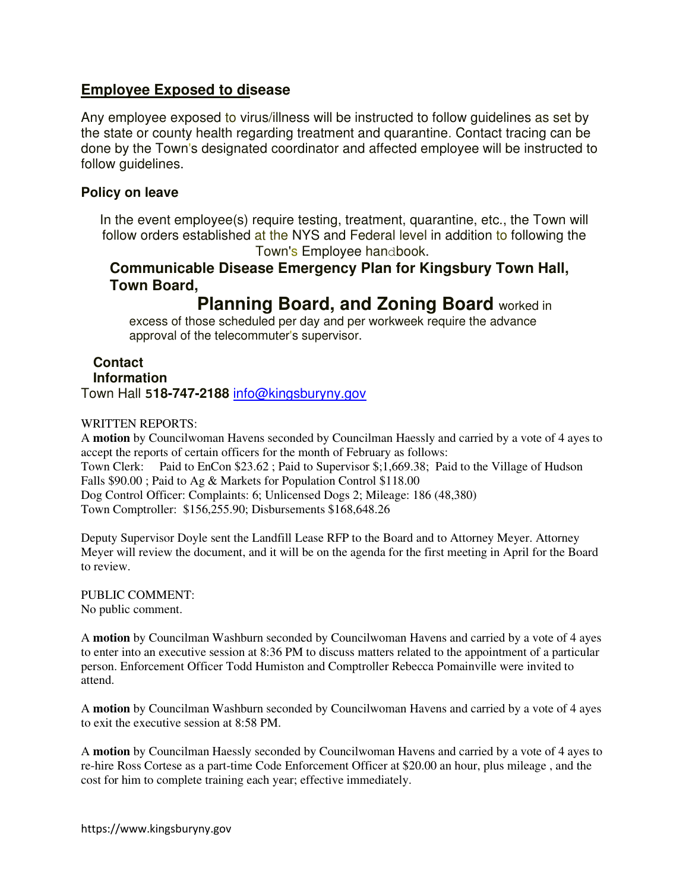## Employee Exposed to disease

Any employee exposed to virus/illness will be instructed to follow guidelines as set by the state or county health regarding treatment and quarantine. Contact tracing can be done by the Town's designated coordinator and affected employee will be instructed to follow guidelines.

### Policy on leave

In the event employee(s) require testing, treatment, quarantine, etc., the Town will follow orders established at the NYS and Federal level in addition to following the Town's Employee handbook.

### Communicable Disease Emergency Plan for Kingsbury Town Hall, Town Board,

**Planning Board, and Zoning Board** worked in excess of those scheduled per day and per workweek require the advance approval of the telecommuter's supervisor.

**Contact Information**

Town Hall **518-747-2188** info@kingsburyny.gov

WRITTEN REPORTS:

A **motion** by Councilwoman Havens seconded by Councilman Haessly and carried by a vote of 4 ayes to accept the reports of certain officers for the month of February as follows:

Town Clerk: Paid to EnCon $23.62 ; Paid to Supervisor $;1,669.38; Paid to the Village of Hudson Falls $90.00 ; Paid to Ag & Markets for Population Control $118.00

Dog Control Officer: Complaints: 6; Unlicensed Dogs 2; Mileage: 186 (48,380)

Town Comptroller: $156,255.90; Disbursements $168,648.26

Deputy Supervisor Doyle sent the Landfill Lease RFP to the Board and to Attorney Meyer. Attorney Meyer will review the document, and it will be on the agenda for the first meeting in April for the Board to review.

PUBLIC COMMENT:

No public comment.

A **motion** by Councilman Washburn seconded by Councilwoman Havens and carried by a vote of 4 ayes to enter into an executive session at 8:36 PM to discuss matters related to the appointment of a particular person. Enforcement Officer Todd Humiston and Comptroller Rebecca Pomainville were invited to attend.

A **motion** by Councilman Washburn seconded by Councilwoman Havens and carried by a vote of 4 ayes to exit the executive session at 8:58 PM.

A **motion** by Councilman Haessly seconded by Councilwoman Havens and carried by a vote of 4 ayes to re-hire Ross Cortese as a part-time Code Enforcement Officer at $20.00 an hour, plus mileage , and the cost for him to complete training each year; effective immediately.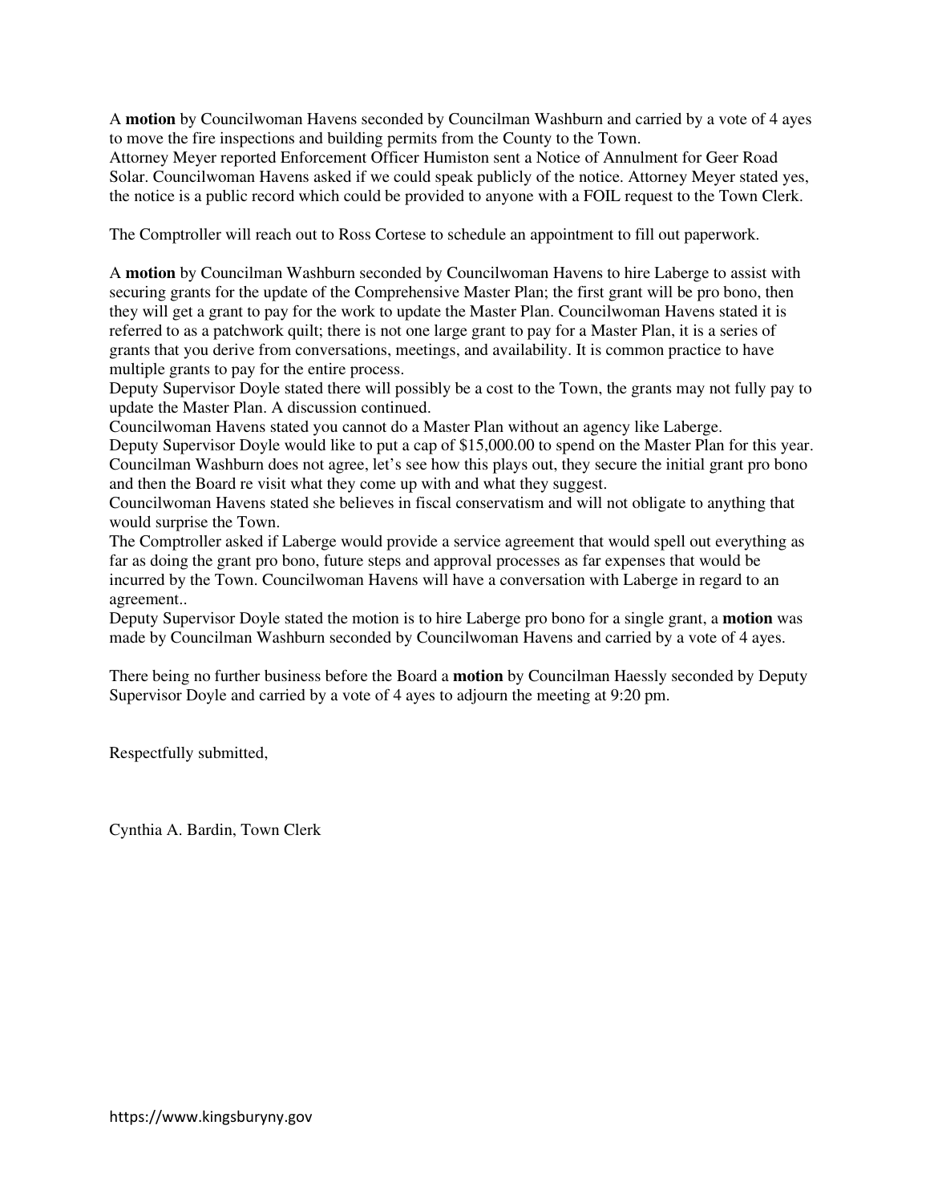A **motion** by Councilwoman Havens seconded by Councilman Washburn and carried by a vote of 4 ayes to move the fire inspections and building permits from the County to the Town.
Attorney Meyer reported Enforcement Officer Humiston sent a Notice of Annulment for Geer Road Solar. Councilwoman Havens asked if we could speak publicly of the notice. Attorney Meyer stated yes, the notice is a public record which could be provided to anyone with a FOIL request to the Town Clerk.

The Comptroller will reach out to Ross Cortese to schedule an appointment to fill out paperwork.

A **motion** by Councilman Washburn seconded by Councilwoman Havens to hire Laberge to assist with securing grants for the update of the Comprehensive Master Plan; the first grant will be pro bono, then they will get a grant to pay for the work to update the Master Plan. Councilwoman Havens stated it is referred to as a patchwork quilt; there is not one large grant to pay for a Master Plan, it is a series of grants that you derive from conversations, meetings, and availability. It is common practice to have multiple grants to pay for the entire process.
Deputy Supervisor Doyle stated there will possibly be a cost to the Town, the grants may not fully pay to update the Master Plan. A discussion continued.
Councilwoman Havens stated you cannot do a Master Plan without an agency like Laberge.
Deputy Supervisor Doyle would like to put a cap of $15,000.00 to spend on the Master Plan for this year. Councilman Washburn does not agree, let's see how this plays out, they secure the initial grant pro bono and then the Board re visit what they come up with and what they suggest.
Councilwoman Havens stated she believes in fiscal conservatism and will not obligate to anything that would surprise the Town.
The Comptroller asked if Laberge would provide a service agreement that would spell out everything as far as doing the grant pro bono, future steps and approval processes as far expenses that would be incurred by the Town. Councilwoman Havens will have a conversation with Laberge in regard to an agreement..
Deputy Supervisor Doyle stated the motion is to hire Laberge pro bono for a single grant, a **motion** was made by Councilman Washburn seconded by Councilwoman Havens and carried by a vote of 4 ayes.

There being no further business before the Board a **motion** by Councilman Haessly seconded by Deputy Supervisor Doyle and carried by a vote of 4 ayes to adjourn the meeting at 9:20 pm.

Respectfully submitted,

Cynthia A. Bardin, Town Clerk